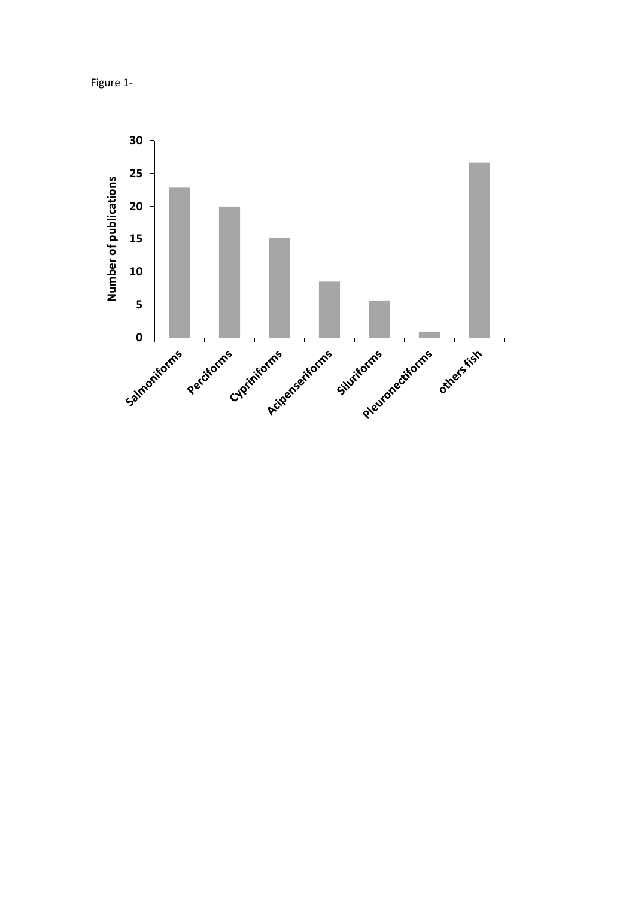Figure 1-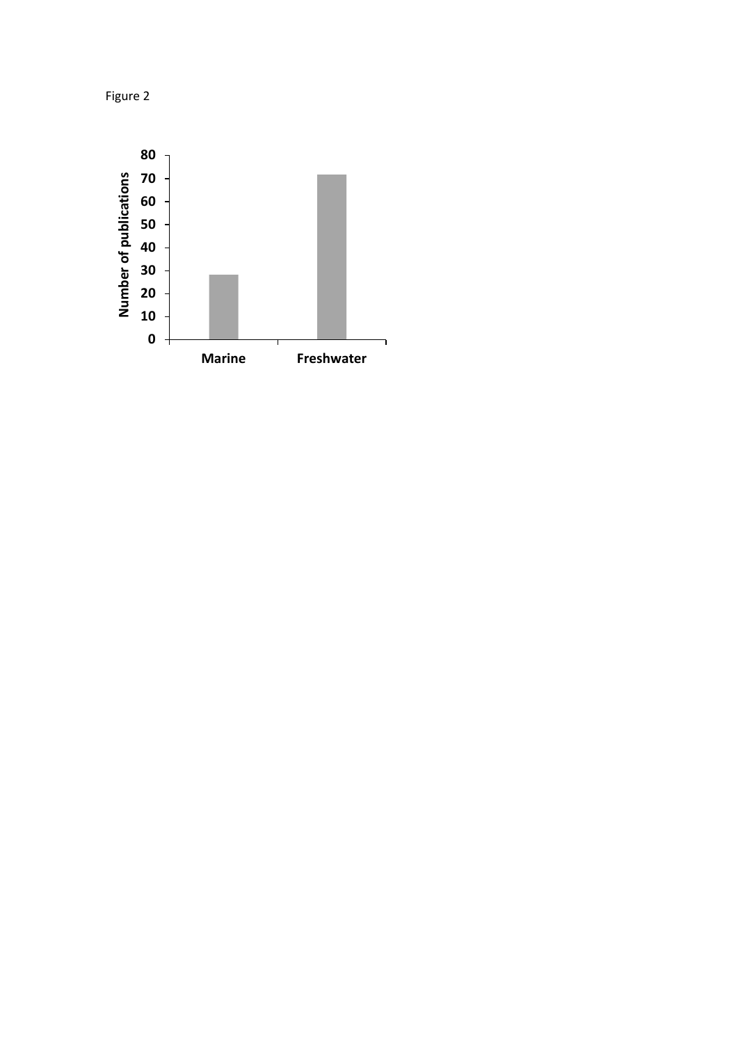Figure 2

| | Number of publications |
|---|---|
| Marine | 28 |
| Freshwater | 72 |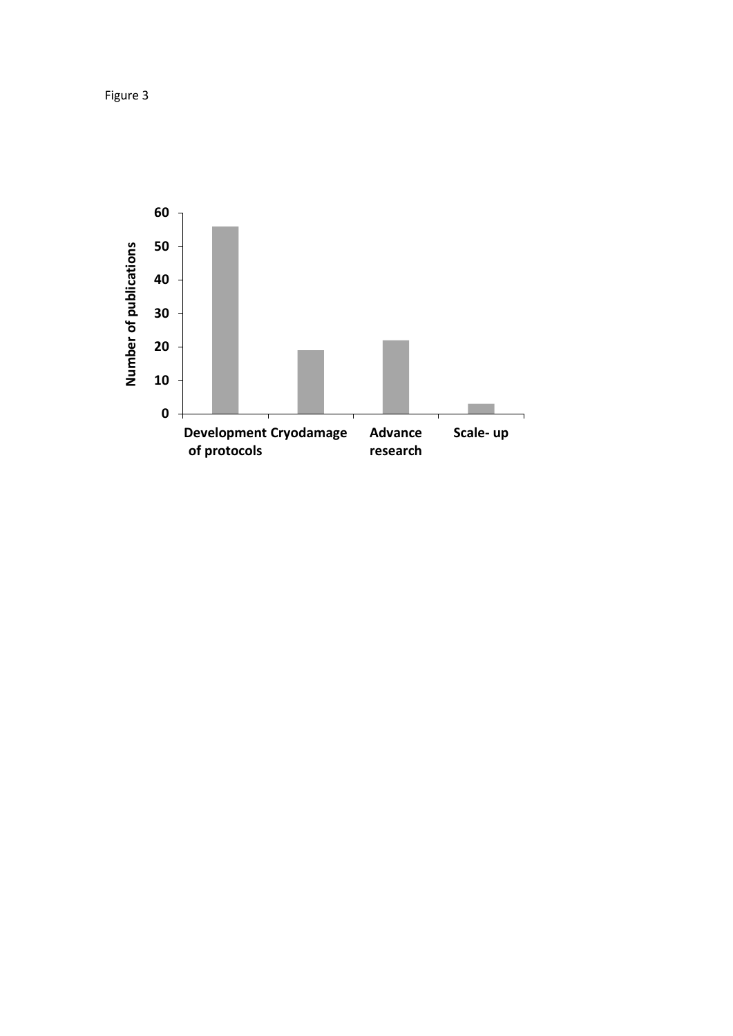Figure 3

Number of publications

| Development of protocols | Cryodamage | Advance research | Scale- up |
|---|---|---|---|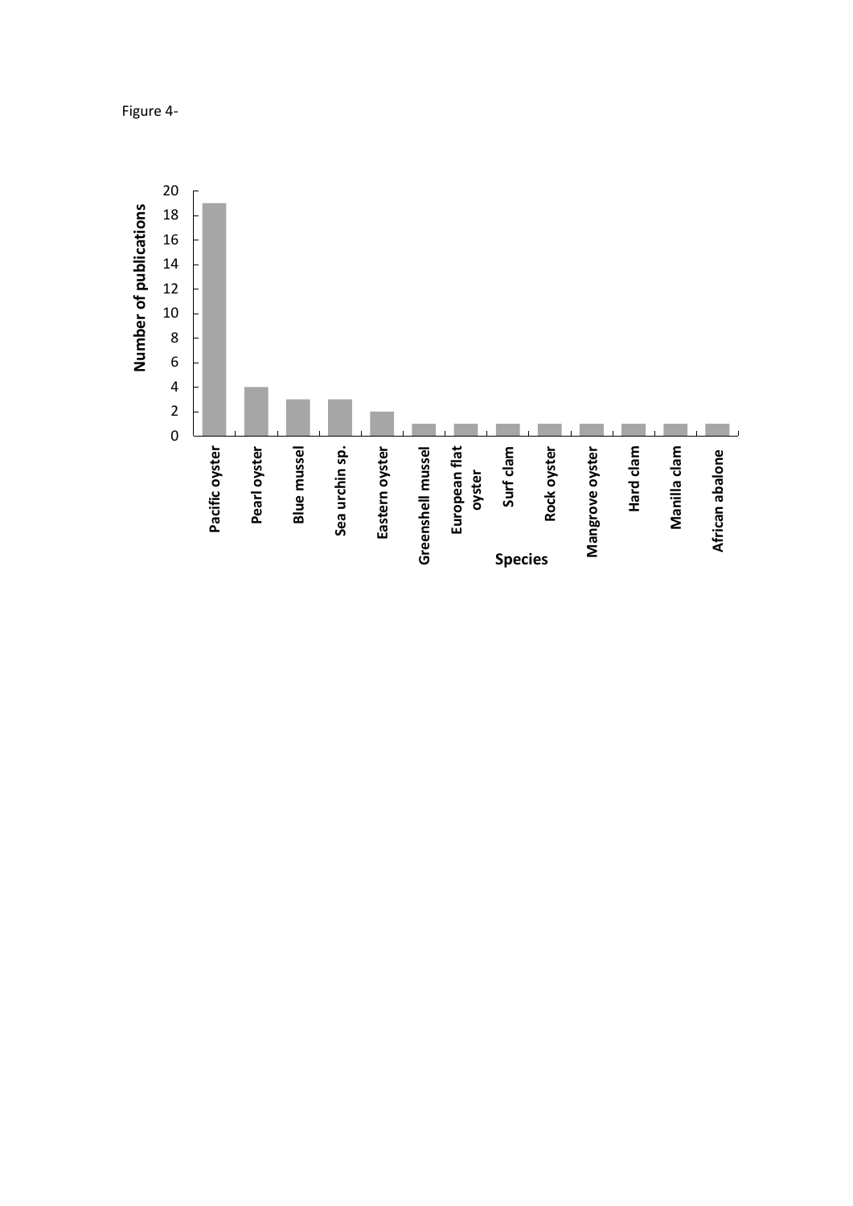Figure 4-

| Species | Number of publications |
|---|---|
| Pacific oyster | 19 |
| Pearl oyster | 4 |
| Blue mussel | 3 |
| Sea urchin sp. | 3 |
| Eastern oyster | 2 |
| Greenshell mussel | 1 |
| European flat oyster | 1 |
| Surf clam | 1 |
| Rock oyster | 1 |
| Mangrove oyster | 1 |
| Hard clam | 1 |
| Manilla clam | 1 |
| African abalone | 1 |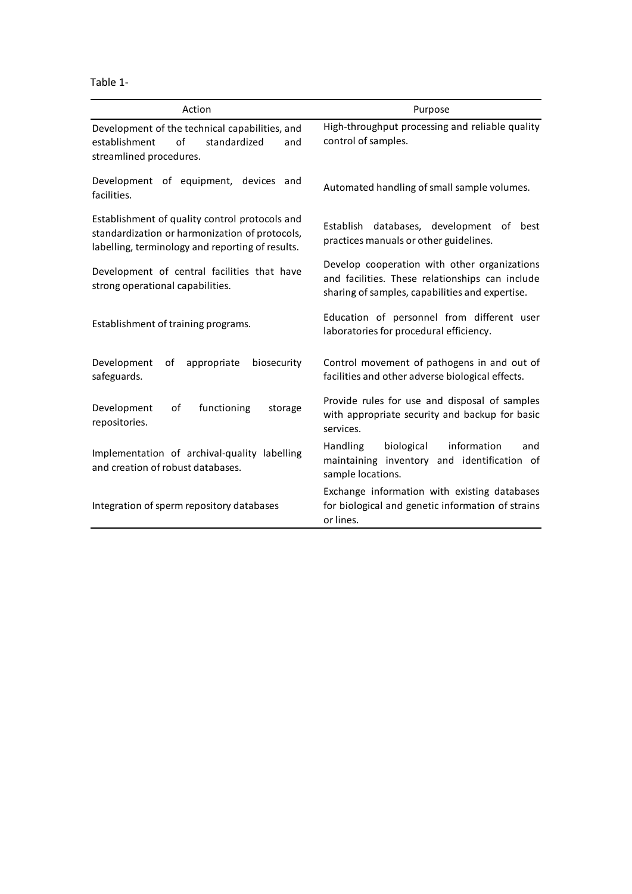Table 1-

| Action | Purpose |
|---|---|
| Development of the technical capabilities, and establishment of standardized and streamlined procedures. | High-throughput processing and reliable quality control of samples. |
| Development of equipment, devices and facilities. | Automated handling of small sample volumes. |
| Establishment of quality control protocols and standardization or harmonization of protocols, labelling, terminology and reporting of results. | Establish databases, development of best practices manuals or other guidelines. |
| Development of central facilities that have strong operational capabilities. | Develop cooperation with other organizations and facilities. These relationships can include sharing of samples, capabilities and expertise. |
| Establishment of training programs. | Education of personnel from different user laboratories for procedural efficiency. |
| Development of appropriate biosecurity safeguards. | Control movement of pathogens in and out of facilities and other adverse biological effects. |
| Development of functioning storage repositories. | Provide rules for use and disposal of samples with appropriate security and backup for basic services. |
| Implementation of archival-quality labelling and creation of robust databases. | Handling biological information and maintaining inventory and identification of sample locations. |
| Integration of sperm repository databases | Exchange information with existing databases for biological and genetic information of strains or lines. |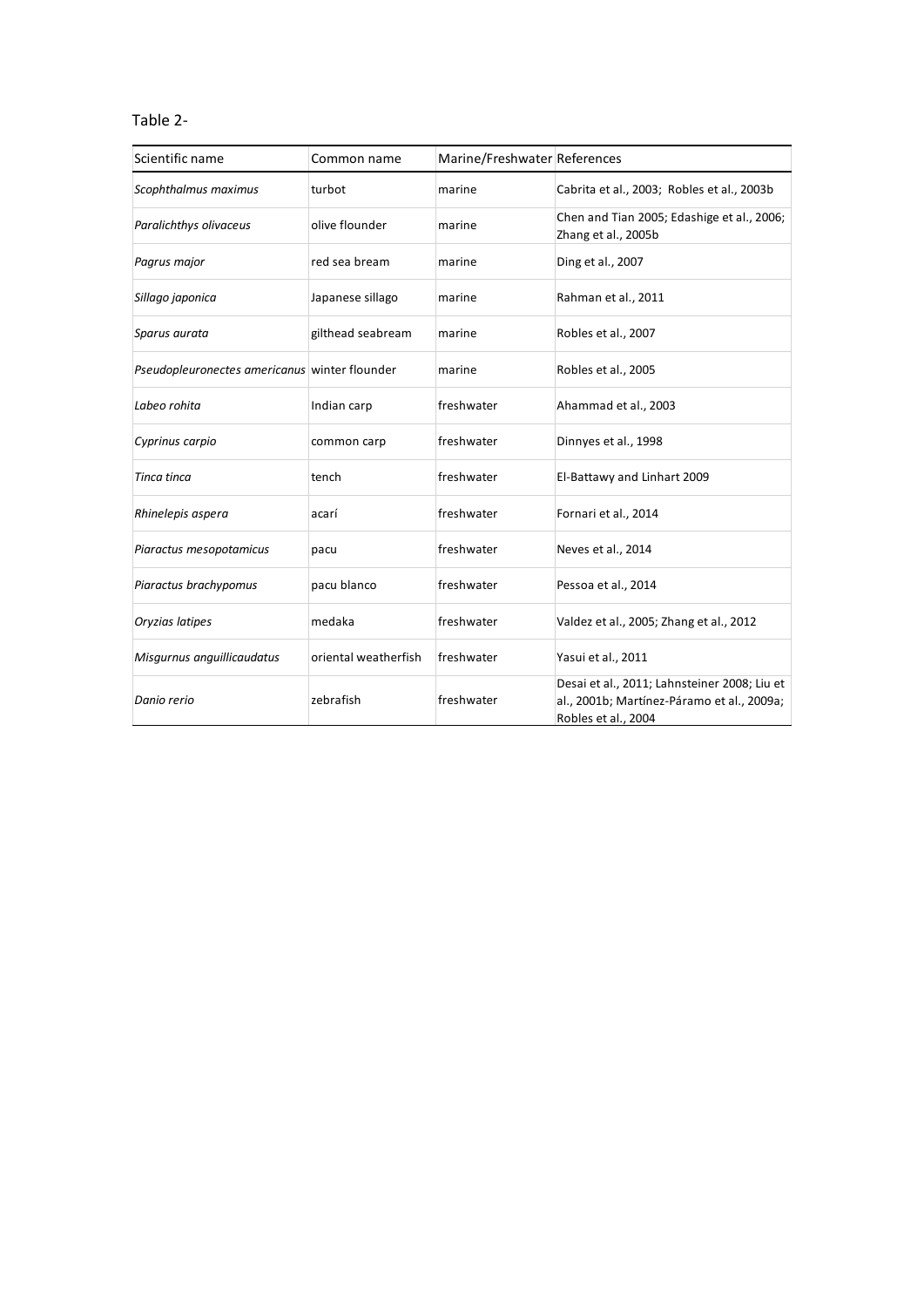Table 2-

| Scientific name | Common name | Marine/Freshwater | References |
| --- | --- | --- | --- |
| *Scophthalmus maximus* | turbot | marine | Cabrita et al., 2003; Robles et al., 2003b |
| *Paralichthys olivaceus* | olive flounder | marine | Chen and Tian 2005; Edashige et al., 2006; Zhang et al., 2005b |
| *Pagrus major* | red sea bream | marine | Ding et al., 2007 |
| *Sillago japonica* | Japanese sillago | marine | Rahman et al., 2011 |
| *Sparus aurata* | gilthead seabream | marine | Robles et al., 2007 |
| *Pseudopleuronectes americanus* | winter flounder | marine | Robles et al., 2005 |
| *Labeo rohita* | Indian carp | freshwater | Ahammad et al., 2003 |
| *Cyprinus carpio* | common carp | freshwater | Dinnyes et al., 1998 |
| *Tinca tinca* | tench | freshwater | El-Battawy and Linhart 2009 |
| *Rhinelepis aspera* | acarí | freshwater | Fornari et al., 2014 |
| *Piaractus mesopotamicus* | pacu | freshwater | Neves et al., 2014 |
| *Piaractus brachypomus* | pacu blanco | freshwater | Pessoa et al., 2014 |
| *Oryzias latipes* | medaka | freshwater | Valdez et al., 2005; Zhang et al., 2012 |
| *Misgurnus anguillicaudatus* | oriental weatherfish | freshwater | Yasui et al., 2011 |
| *Danio rerio* | zebrafish | freshwater | Desai et al., 2011; Lahnsteiner 2008; Liu et al., 2001b; Martínez-Páramo et al., 2009a; Robles et al., 2004 |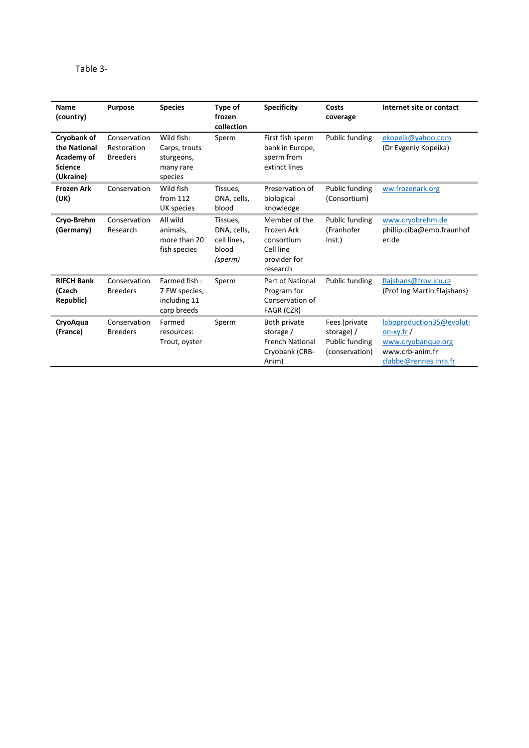Table 3-

| Name (country) | Purpose | Species | Type of frozen collection | Specificity | Costs coverage | Internet site or contact |
|---|---|---|---|---|---|---|
| **Cryobank of the National Academy of Science (Ukraine)** | Conservation Restoration Breeders | Wild fish: Carps, trouts sturgeons, many rare species | Sperm | First fish sperm bank in Europe, sperm from extinct lines | Public funding | ekopeik@yahoo.com (Dr Evgeniy Kopeika) |
| **Frozen Ark (UK)** | Conservation | Wild fish from 112 UK species | Tissues, DNA, cells, blood | Preservation of biological knowledge | Public funding (Consortium) | ww.frozenark.org |
| **Cryo-Brehm (Germany)** | Conservation Research | All wild animals, more than 20 fish species | Tissues, DNA, cells, cell lines, blood *(sperm)* | Member of the Frozen Ark consortium Cell line provider for research | Public funding (Franhofer Inst.) | www.cryobrehm.de phillip.ciba@emb.fraunhofer.de |
| **RIFCH Bank (Czech Republic)** | Conservation Breeders | Farmed fish : 7 FW species, including 11 carp breeds | Sperm | Part of National Program for Conservation of FAGR (CZR) | Public funding | flajshans@frov.jcu.cz (Prof Ing Martin Flajshans) |
| **CryoAqua (France)** | Conservation Breeders | Farmed resources: Trout, oyster | Sperm | Both private storage / French National Cryobank (CRB-Anim) | Fees (private storage) / Public funding (conservation) | laboproduction35@evolution-xy.fr / www.cryobanque.org www.crb-anim.fr clabbe@rennes.inra.fr |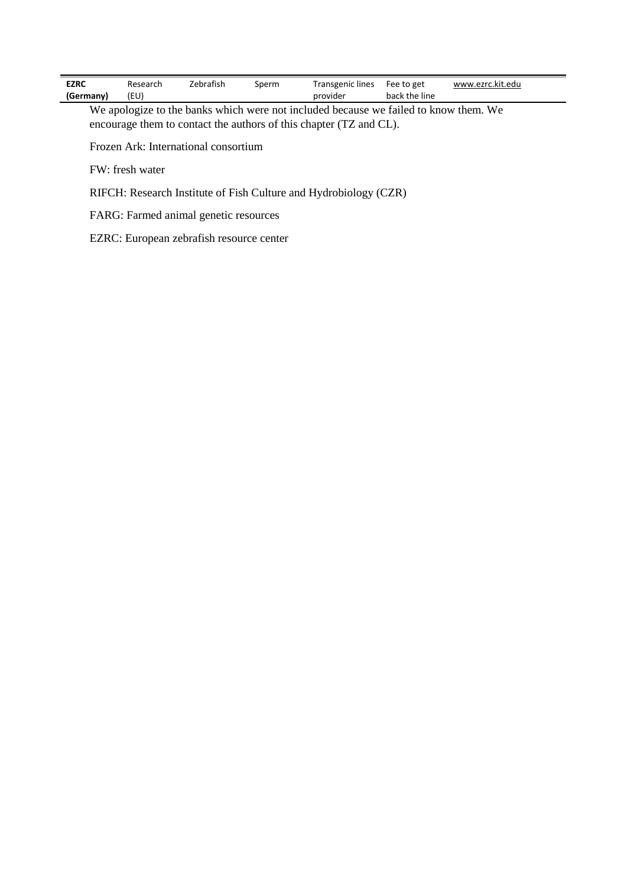| | | | | | | |
|---|---|---|---|---|---|---|
| **EZRC (Germany)** | Research (EU) | Zebrafish | Sperm | Transgenic lines provider | Fee to get back the line | www.ezrc.kit.edu |

We apologize to the banks which were not included because we failed to know them. We encourage them to contact the authors of this chapter (TZ and CL).

Frozen Ark: International consortium

FW: fresh water

RIFCH: Research Institute of Fish Culture and Hydrobiology (CZR)

FARG: Farmed animal genetic resources

EZRC: European zebrafish resource center